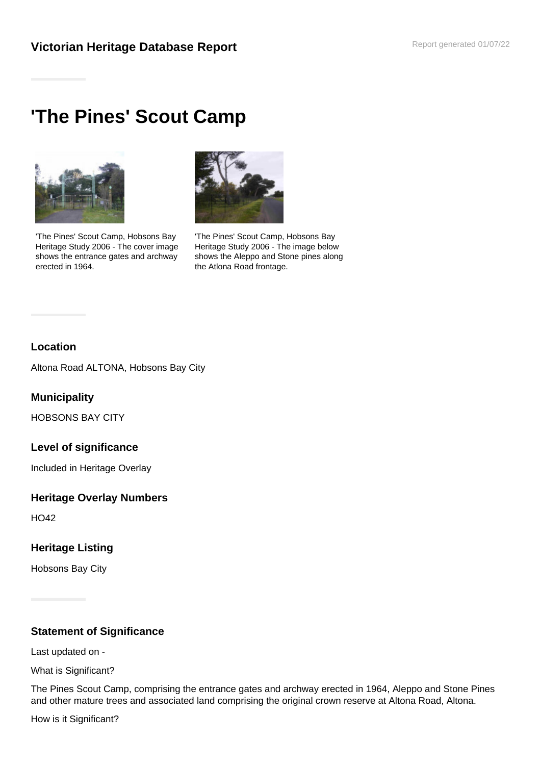## Victorian Heritage Database Report

Report generated 01/07/22

# 'The Pines' Scout Camp

'The Pines' Scout Camp, Hobsons Bay Heritage Study 2006 - The cover image shows the entrance gates and archway erected in 1964.

'The Pines' Scout Camp, Hobsons Bay Heritage Study 2006 - The image below shows the Aleppo and Stone pines along the Atlona Road frontage.

### Location

Altona Road ALTONA, Hobsons Bay City

### Municipality

HOBSONS BAY CITY

### Level of significance

Included in Heritage Overlay

### Heritage Overlay Numbers

HO42

### Heritage Listing

Hobsons Bay City

### Statement of Significance

Last updated on -

What is Significant?

The Pines Scout Camp, comprising the entrance gates and archway erected in 1964, Aleppo and Stone Pines and other mature trees and associated land comprising the original crown reserve at Altona Road, Altona.

How is it Significant?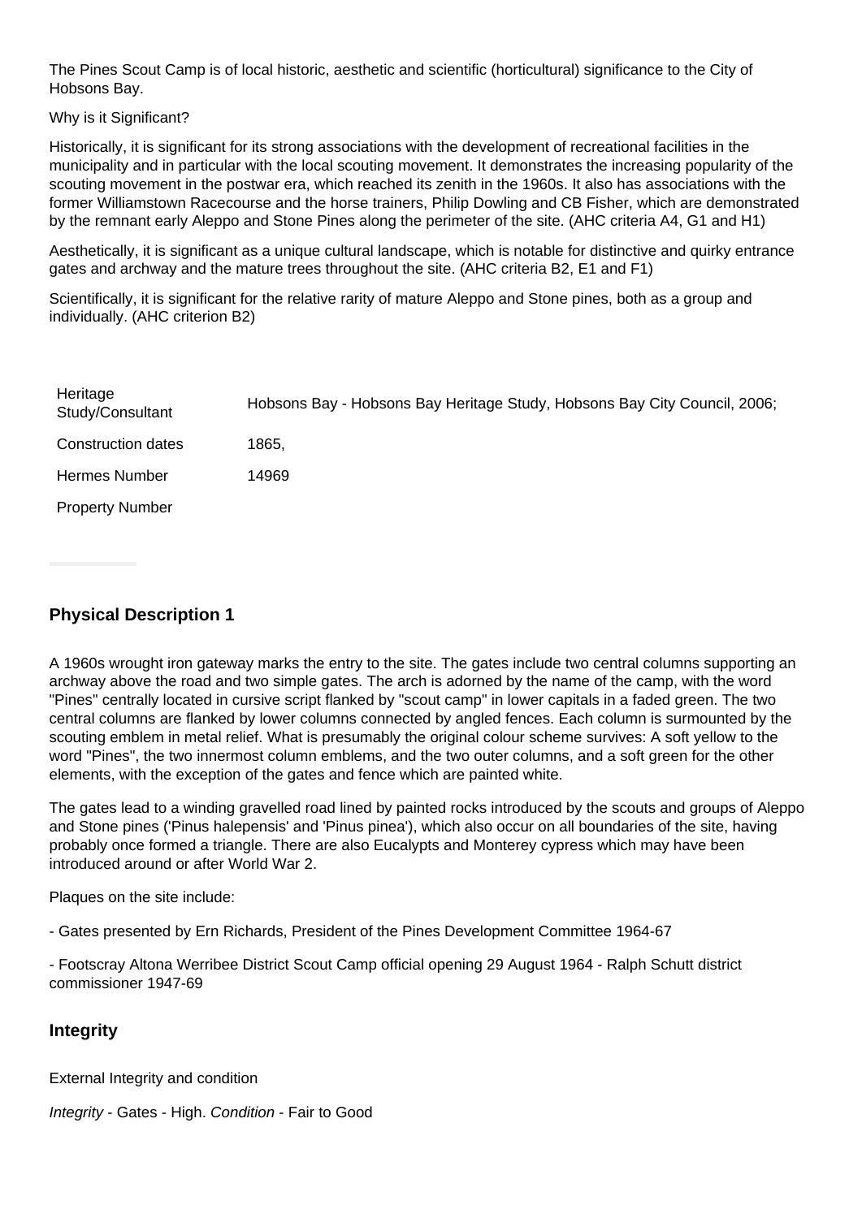The Pines Scout Camp is of local historic, aesthetic and scientific (horticultural) significance to the City of Hobsons Bay.

Why is it Significant?

Historically, it is significant for its strong associations with the development of recreational facilities in the municipality and in particular with the local scouting movement. It demonstrates the increasing popularity of the scouting movement in the postwar era, which reached its zenith in the 1960s. It also has associations with the former Williamstown Racecourse and the horse trainers, Philip Dowling and CB Fisher, which are demonstrated by the remnant early Aleppo and Stone Pines along the perimeter of the site. (AHC criteria A4, G1 and H1)

Aesthetically, it is significant as a unique cultural landscape, which is notable for distinctive and quirky entrance gates and archway and the mature trees throughout the site. (AHC criteria B2, E1 and F1)

Scientifically, it is significant for the relative rarity of mature Aleppo and Stone pines, both as a group and individually. (AHC criterion B2)

| | |
|---|---|
| Heritage Study/Consultant | Hobsons Bay - Hobsons Bay Heritage Study, Hobsons Bay City Council, 2006; |
| Construction dates | 1865, |
| Hermes Number | 14969 |
| Property Number | |

### Physical Description 1

A 1960s wrought iron gateway marks the entry to the site. The gates include two central columns supporting an archway above the road and two simple gates. The arch is adorned by the name of the camp, with the word "Pines" centrally located in cursive script flanked by "scout camp" in lower capitals in a faded green. The two central columns are flanked by lower columns connected by angled fences. Each column is surmounted by the scouting emblem in metal relief. What is presumably the original colour scheme survives: A soft yellow to the word "Pines", the two innermost column emblems, and the two outer columns, and a soft green for the other elements, with the exception of the gates and fence which are painted white.

The gates lead to a winding gravelled road lined by painted rocks introduced by the scouts and groups of Aleppo and Stone pines ('Pinus halepensis' and 'Pinus pinea'), which also occur on all boundaries of the site, having probably once formed a triangle. There are also Eucalypts and Monterey cypress which may have been introduced around or after World War 2.

Plaques on the site include:

- Gates presented by Ern Richards, President of the Pines Development Committee 1964-67

- Footscray Altona Werribee District Scout Camp official opening 29 August 1964 - Ralph Schutt district commissioner 1947-69

### Integrity

External Integrity and condition

*Integrity* - Gates - High. *Condition* - Fair to Good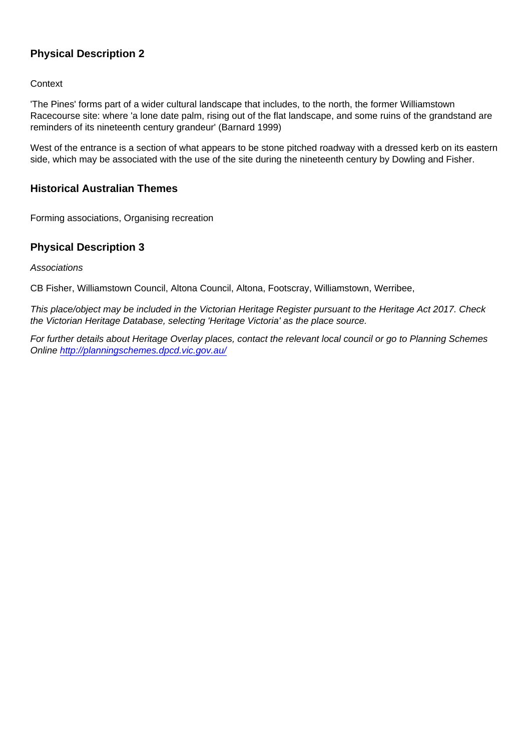## Physical Description 2

Context

'The Pines' forms part of a wider cultural landscape that includes, to the north, the former Williamstown Racecourse site: where 'a lone date palm, rising out of the flat landscape, and some ruins of the grandstand are reminders of its nineteenth century grandeur' (Barnard 1999)

West of the entrance is a section of what appears to be stone pitched roadway with a dressed kerb on its eastern side, which may be associated with the use of the site during the nineteenth century by Dowling and Fisher.

## Historical Australian Themes

Forming associations, Organising recreation

## Physical Description 3

*Associations*

CB Fisher, Williamstown Council, Altona Council, Altona, Footscray, Williamstown, Werribee,

*This place/object may be included in the Victorian Heritage Register pursuant to the Heritage Act 2017. Check the Victorian Heritage Database, selecting 'Heritage Victoria' as the place source.*

*For further details about Heritage Overlay places, contact the relevant local council or go to Planning Schemes Online* http://planningschemes.dpcd.vic.gov.au/